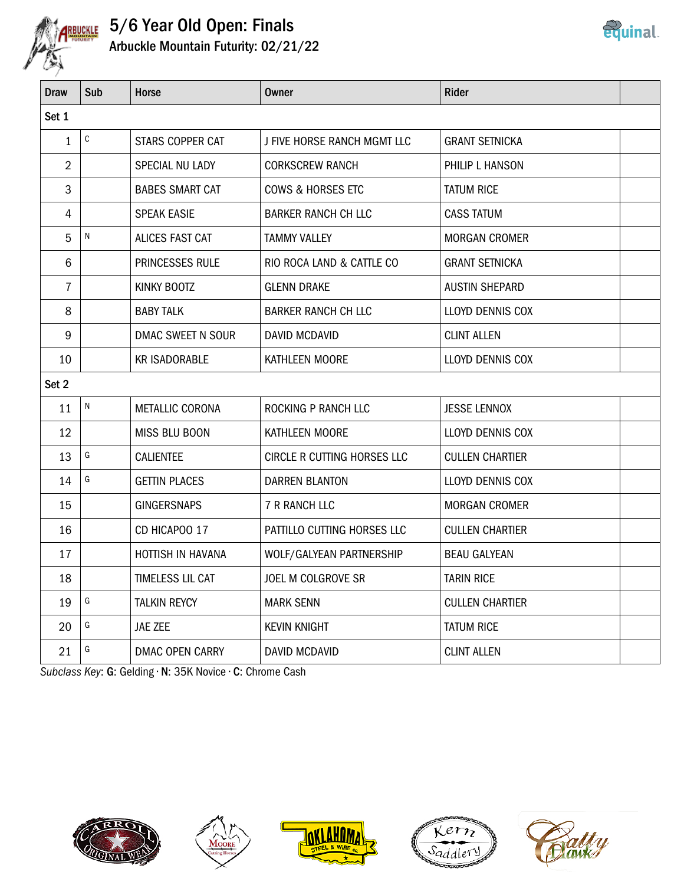# 5/6 Year Old Open: Finals

## Arbuckle Mountain Futurity: 02/21/22

| Draw | Sub | Horse | Owner | Rider | |
|---|---|---|---|---|---|
| Set 1 | | | | | |
| 1 | C | STARS COPPER CAT | J FIVE HORSE RANCH MGMT LLC | GRANT SETNICKA | |
| 2 | | SPECIAL NU LADY | CORKSCREW RANCH | PHILIP L HANSON | |
| 3 | | BABES SMART CAT | COWS & HORSES ETC | TATUM RICE | |
| 4 | | SPEAK EASIE | BARKER RANCH CH LLC | CASS TATUM | |
| 5 | N | ALICES FAST CAT | TAMMY VALLEY | MORGAN CROMER | |
| 6 | | PRINCESSES RULE | RIO ROCA LAND & CATTLE CO | GRANT SETNICKA | |
| 7 | | KINKY BOOTZ | GLENN DRAKE | AUSTIN SHEPARD | |
| 8 | | BABY TALK | BARKER RANCH CH LLC | LLOYD DENNIS COX | |
| 9 | | DMAC SWEET N SOUR | DAVID MCDAVID | CLINT ALLEN | |
| 10 | | KR ISADORABLE | KATHLEEN MOORE | LLOYD DENNIS COX | |
| Set 2 | | | | | |
| 11 | N | METALLIC CORONA | ROCKING P RANCH LLC | JESSE LENNOX | |
| 12 | | MISS BLU BOON | KATHLEEN MOORE | LLOYD DENNIS COX | |
| 13 | G | CALIENTEE | CIRCLE R CUTTING HORSES LLC | CULLEN CHARTIER | |
| 14 | G | GETTIN PLACES | DARREN BLANTON | LLOYD DENNIS COX | |
| 15 | | GINGERSNAPS | 7 R RANCH LLC | MORGAN CROMER | |
| 16 | | CD HICAPOO 17 | PATTILLO CUTTING HORSES LLC | CULLEN CHARTIER | |
| 17 | | HOTTISH IN HAVANA | WOLF/GALYEAN PARTNERSHIP | BEAU GALYEAN | |
| 18 | | TIMELESS LIL CAT | JOEL M COLGROVE SR | TARIN RICE | |
| 19 | G | TALKIN REYCY | MARK SENN | CULLEN CHARTIER | |
| 20 | G | JAE ZEE | KEVIN KNIGHT | TATUM RICE | |
| 21 | G | DMAC OPEN CARRY | DAVID MCDAVID | CLINT ALLEN | |

*Subclass Key*: **G**: Gelding · **N**: 35K Novice · **C**: Chrome Cash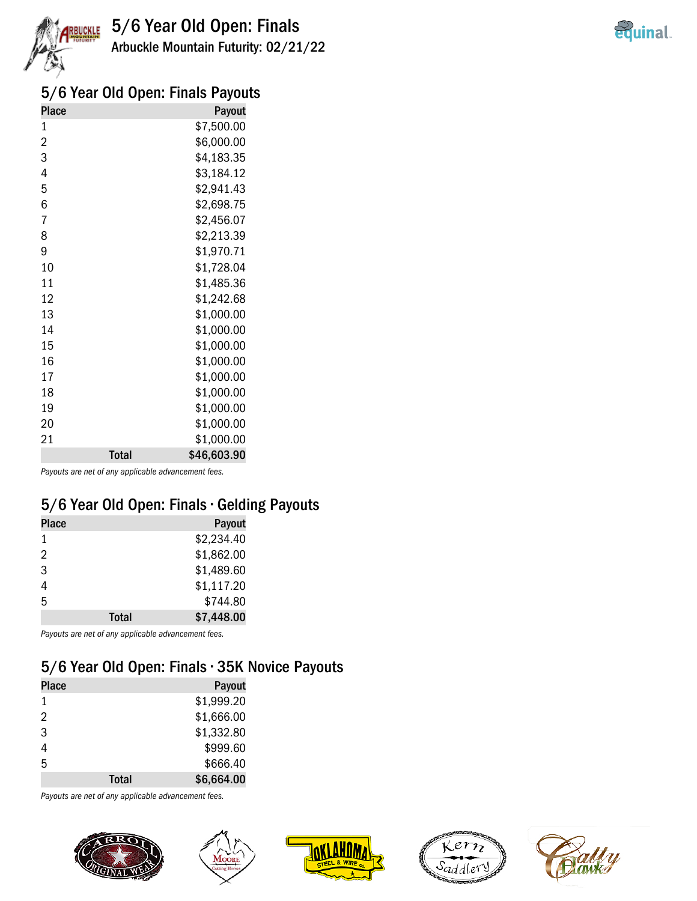# 5/6 Year Old Open: Finals

Arbuckle Mountain Futurity: 02/21/22

## 5/6 Year Old Open: Finals Payouts

| Place | Payout |
|---|---|
| 1 | $7,500.00 |
| 2 | $6,000.00 |
| 3 | $4,183.35 |
| 4 | $3,184.12 |
| 5 | $2,941.43 |
| 6 | $2,698.75 |
| 7 | $2,456.07 |
| 8 | $2,213.39 |
| 9 | $1,970.71 |
| 10 | $1,728.04 |
| 11 | $1,485.36 |
| 12 | $1,242.68 |
| 13 | $1,000.00 |
| 14 | $1,000.00 |
| 15 | $1,000.00 |
| 16 | $1,000.00 |
| 17 | $1,000.00 |
| 18 | $1,000.00 |
| 19 | $1,000.00 |
| 20 | $1,000.00 |
| 21 | $1,000.00 |
| **Total** | **$46,603.90** |

*Payouts are net of any applicable advancement fees.*

## 5/6 Year Old Open: Finals · Gelding Payouts

| Place | Payout |
|---|---|
| 1 | $2,234.40 |
| 2 | $1,862.00 |
| 3 | $1,489.60 |
| 4 | $1,117.20 |
| 5 | $744.80 |
| **Total** | **$7,448.00** |

*Payouts are net of any applicable advancement fees.*

## 5/6 Year Old Open: Finals · 35K Novice Payouts

| Place | Payout |
|---|---|
| 1 | $1,999.20 |
| 2 | $1,666.00 |
| 3 | $1,332.80 |
| 4 | $999.60 |
| 5 | $666.40 |
| **Total** | **$6,664.00** |

*Payouts are net of any applicable advancement fees.*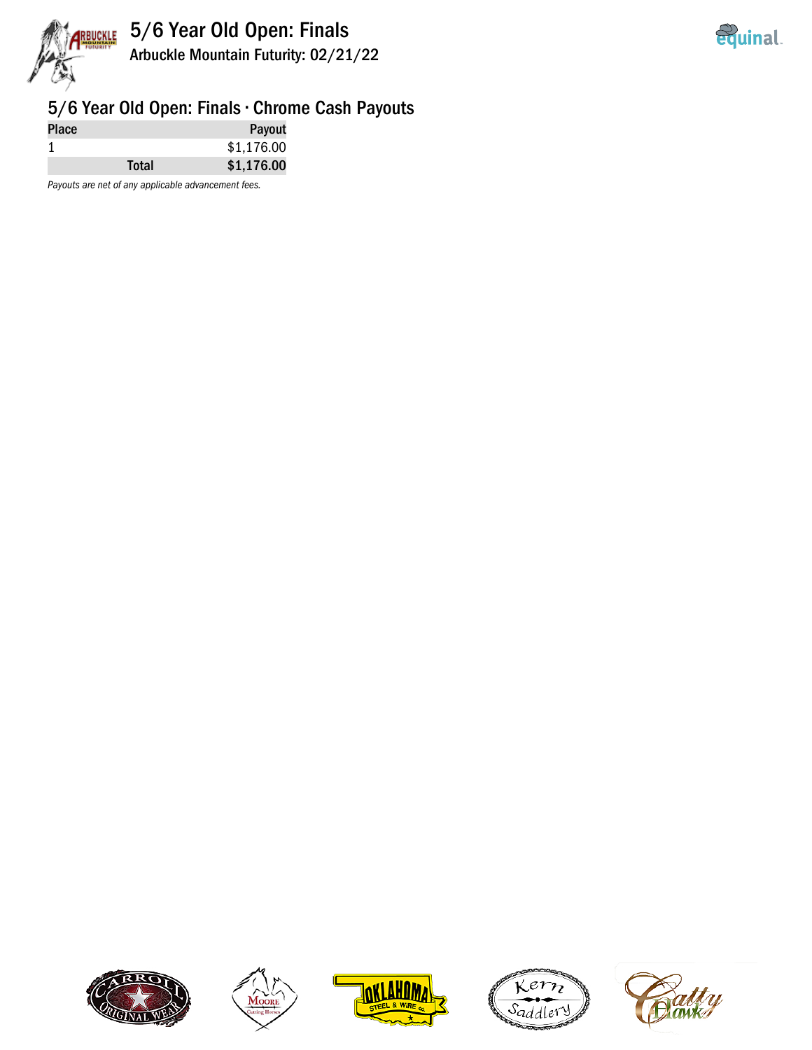# 5/6 Year Old Open: Finals

Arbuckle Mountain Futurity: 02/21/22

## 5/6 Year Old Open: Finals · Chrome Cash Payouts

| Place | Payout |
|---|---|
| 1 | $1,176.00 |
| **Total** | **$1,176.00** |

*Payouts are net of any applicable advancement fees.*